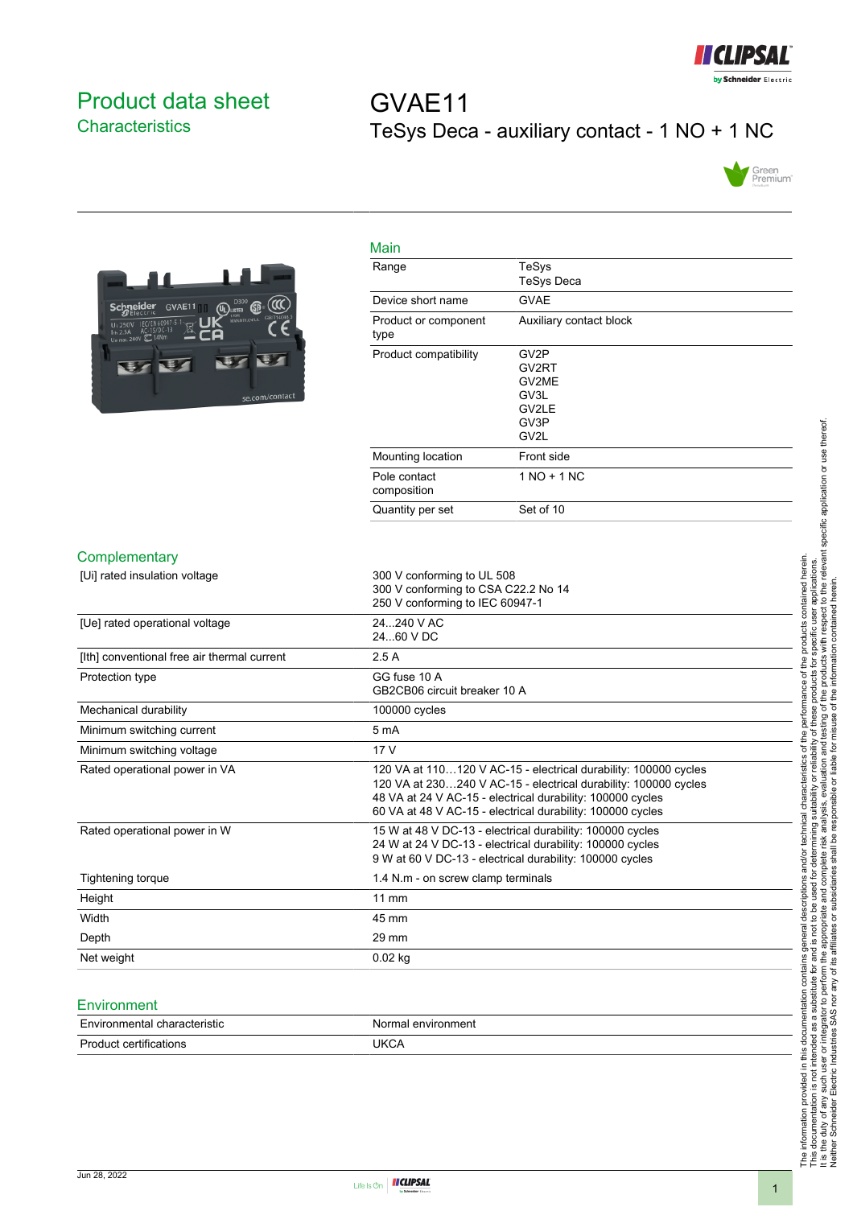# Product data sheet
## Characteristics

# GVAE11
## TeSys Deca - auxiliary contact - 1 NO + 1 NC

### Main

| | |
|---|---|
| Range | TeSys<br>TeSys Deca |
| Device short name | GVAE |
| Product or component type | Auxiliary contact block |
| Product compatibility | GV2P<br>GV2RT<br>GV2ME<br>GV3L<br>GV2LE<br>GV3P<br>GV2L |
| Mounting location | Front side |
| Pole contact composition | 1 NO + 1 NC |
| Quantity per set | Set of 10 |

### Complementary

| | |
|---|---|
| [Ui] rated insulation voltage | 300 V conforming to UL 508<br>300 V conforming to CSA C22.2 No 14<br>250 V conforming to IEC 60947-1 |
| [Ue] rated operational voltage | 24...240 V AC<br>24...60 V DC |
| [Ith] conventional free air thermal current | 2.5 A |
| Protection type | GG fuse 10 A<br>GB2CB06 circuit breaker 10 A |
| Mechanical durability | 100000 cycles |
| Minimum switching current | 5 mA |
| Minimum switching voltage | 17 V |
| Rated operational power in VA | 120 VA at 110…120 V AC-15 - electrical durability: 100000 cycles<br>120 VA at 230…240 V AC-15 - electrical durability: 100000 cycles<br>48 VA at 24 V AC-15 - electrical durability: 100000 cycles<br>60 VA at 48 V AC-15 - electrical durability: 100000 cycles |
| Rated operational power in W | 15 W at 48 V DC-13 - electrical durability: 100000 cycles<br>24 W at 24 V DC-13 - electrical durability: 100000 cycles<br>9 W at 60 V DC-13 - electrical durability: 100000 cycles |
| Tightening torque | 1.4 N.m - on screw clamp terminals |
| Height | 11 mm |
| Width | 45 mm |
| Depth | 29 mm |
| Net weight | 0.02 kg |

### Environment

| | |
|---|---|
| Environmental characteristic | Normal environment |
| Product certifications | UKCA |

The information provided in this documentation contains general descriptions and/or technical characteristics of the performance of the products contained herein. This documentation is not intended as a substitute for and is not to be used for determining suitability or reliability of these products for specific user applications. It is the duty of any such user or integrator to perform the appropriate and complete risk analysis, evaluation and testing of the products with respect to the relevant specific application or use thereof. Neither Schneider Electric Industries SAS nor any of its affiliates or subsidiaries shall be responsible or liable for misuse of the information contained herein.

Jun 28, 2022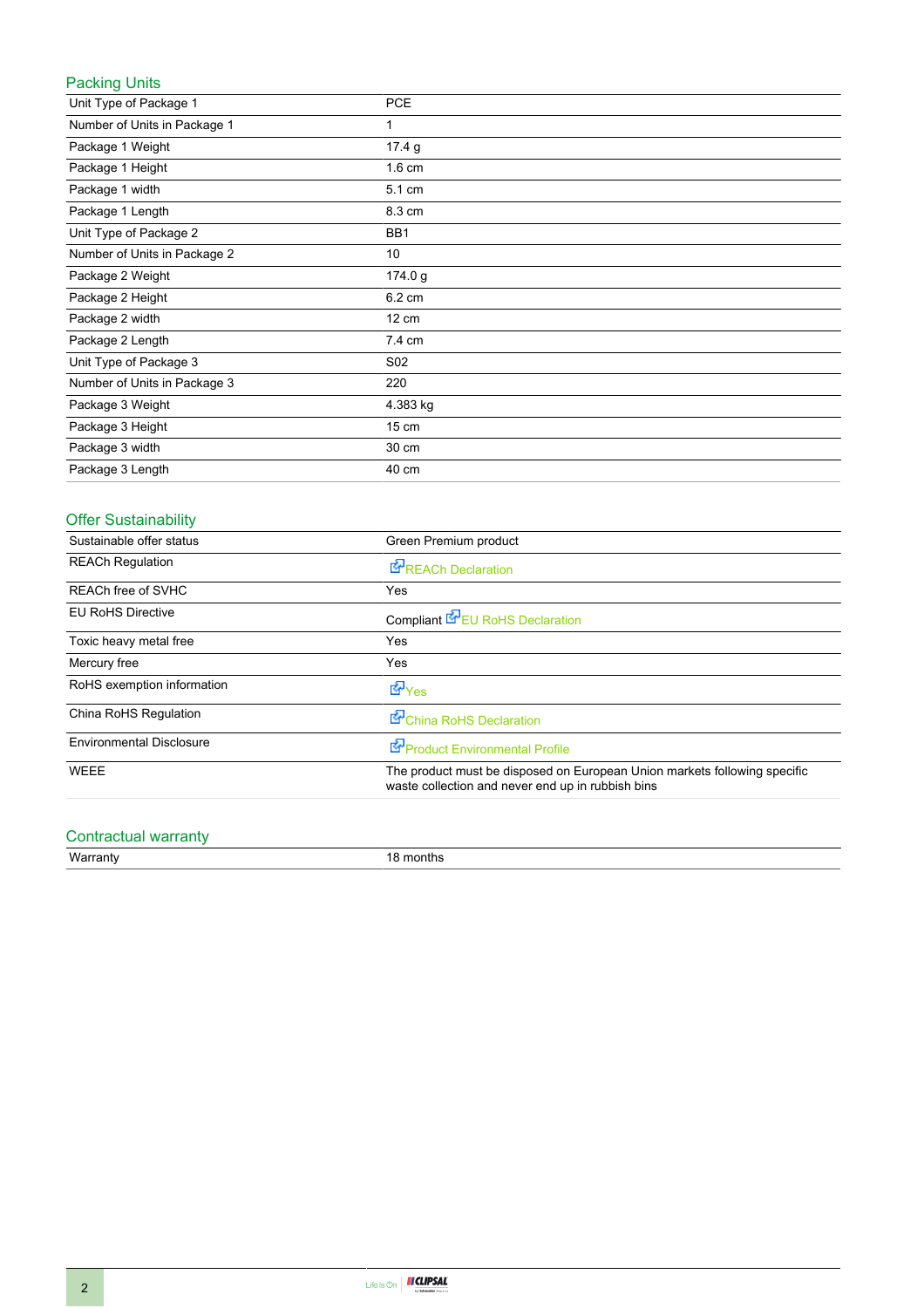## Packing Units

| | |
|---|---|
| Unit Type of Package 1 | PCE |
| Number of Units in Package 1 | 1 |
| Package 1 Weight | 17.4 g |
| Package 1 Height | 1.6 cm |
| Package 1 width | 5.1 cm |
| Package 1 Length | 8.3 cm |
| Unit Type of Package 2 | BB1 |
| Number of Units in Package 2 | 10 |
| Package 2 Weight | 174.0 g |
| Package 2 Height | 6.2 cm |
| Package 2 width | 12 cm |
| Package 2 Length | 7.4 cm |
| Unit Type of Package 3 | S02 |
| Number of Units in Package 3 | 220 |
| Package 3 Weight | 4.383 kg |
| Package 3 Height | 15 cm |
| Package 3 width | 30 cm |
| Package 3 Length | 40 cm |

## Offer Sustainability

| | |
|---|---|
| Sustainable offer status | Green Premium product |
| REACh Regulation | REACh Declaration |
| REACh free of SVHC | Yes |
| EU RoHS Directive | Compliant EU RoHS Declaration |
| Toxic heavy metal free | Yes |
| Mercury free | Yes |
| RoHS exemption information | Yes |
| China RoHS Regulation | China RoHS Declaration |
| Environmental Disclosure | Product Environmental Profile |
| WEEE | The product must be disposed on European Union markets following specific waste collection and never end up in rubbish bins |

## Contractual warranty

| | |
|---|---|
| Warranty | 18 months |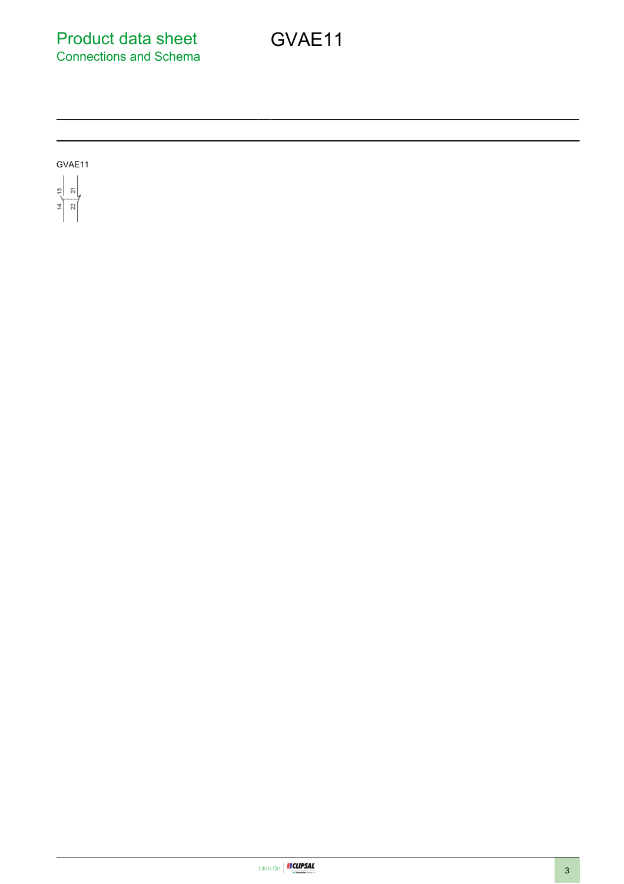Product data sheet
Connections and Schema

# GVAE11

GVAE11

13 21
14 22